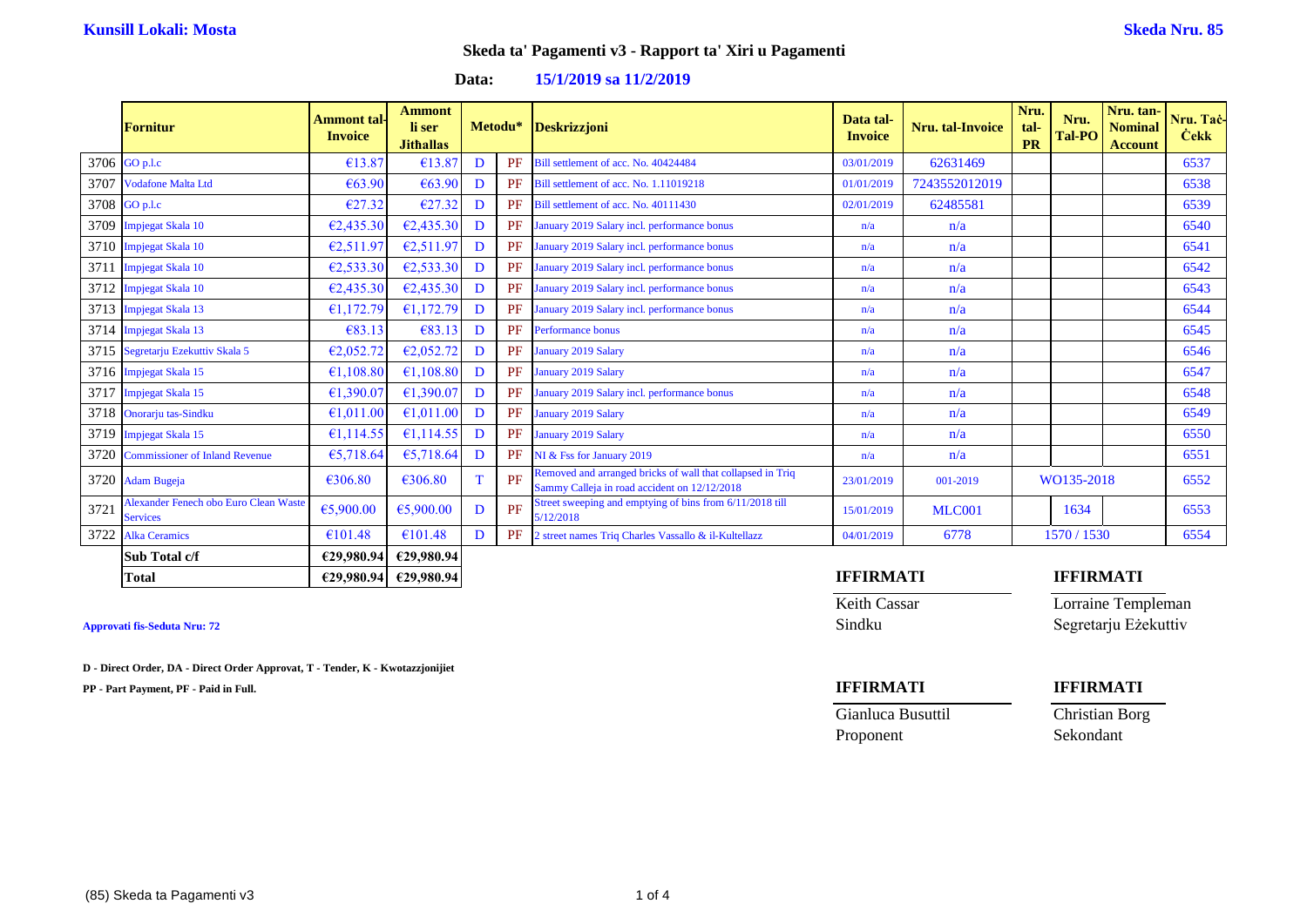**Kunsill Lokali: Mosta** **Skeda Nru. 85**

## Skeda ta' Pagamenti v3 - Rapport ta' Xiri u Pagamenti

**Data: 15/1/2019 sa 11/2/2019**

| | Fornitur | Ammont tal-Invoice | Ammont li ser Jitħallas | Metodu* | | Deskrizzjoni | Data tal-Invoice | Nru. tal-Invoice | Nru. tal-PR | Nru. Tal-PO | Nru. tan-Nominal Account | Nru. Taċ-Ċekk |
|---|---|---|---|---|---|---|---|---|---|---|---|---|
| 3706 | GO p.l.c | €13.87 | €13.87 | D | PF | Bill settlement of acc. No. 40424484 | 03/01/2019 | 62631469 | | | | 6537 |
| 3707 | Vodafone Malta Ltd | €63.90 | €63.90 | D | PF | Bill settlement of acc. No. 1.11019218 | 01/01/2019 | 7243552012019 | | | | 6538 |
| 3708 | GO p.l.c | €27.32 | €27.32 | D | PF | Bill settlement of acc. No. 40111430 | 02/01/2019 | 62485581 | | | | 6539 |
| 3709 | Impjegat Skala 10 | €2,435.30 | €2,435.30 | D | PF | January 2019 Salary incl. performance bonus | n/a | n/a | | | | 6540 |
| 3710 | Impjegat Skala 10 | €2,511.97 | €2,511.97 | D | PF | January 2019 Salary incl. performance bonus | n/a | n/a | | | | 6541 |
| 3711 | Impjegat Skala 10 | €2,533.30 | €2,533.30 | D | PF | January 2019 Salary incl. performance bonus | n/a | n/a | | | | 6542 |
| 3712 | Impjegat Skala 10 | €2,435.30 | €2,435.30 | D | PF | January 2019 Salary incl. performance bonus | n/a | n/a | | | | 6543 |
| 3713 | Impjegat Skala 13 | €1,172.79 | €1,172.79 | D | PF | January 2019 Salary incl. performance bonus | n/a | n/a | | | | 6544 |
| 3714 | Impjegat Skala 13 | €83.13 | €83.13 | D | PF | Performance bonus | n/a | n/a | | | | 6545 |
| 3715 | Segretarju Ezekuttiv Skala 5 | €2,052.72 | €2,052.72 | D | PF | January 2019 Salary | n/a | n/a | | | | 6546 |
| 3716 | Impjegat Skala 15 | €1,108.80 | €1,108.80 | D | PF | January 2019 Salary | n/a | n/a | | | | 6547 |
| 3717 | Impjegat Skala 15 | €1,390.07 | €1,390.07 | D | PF | January 2019 Salary incl. performance bonus | n/a | n/a | | | | 6548 |
| 3718 | Onorarju tas-Sindku | €1,011.00 | €1,011.00 | D | PF | January 2019 Salary | n/a | n/a | | | | 6549 |
| 3719 | Impjegat Skala 15 | €1,114.55 | €1,114.55 | D | PF | January 2019 Salary | n/a | n/a | | | | 6550 |
| 3720 | Commissioner of Inland Revenue | €5,718.64 | €5,718.64 | D | PF | NI & Fss for January 2019 | n/a | n/a | | | | 6551 |
| 3720 | Adam Bugeja | €306.80 | €306.80 | T | PF | Removed and arranged bricks of wall that collapsed in Triq Sammy Calleja in road accident on 12/12/2018 | 23/01/2019 | 001-2019 | | WO135-2018 | | 6552 |
| 3721 | Alexander Fenech obo Euro Clean Waste Services | €5,900.00 | €5,900.00 | D | PF | Street sweeping and emptying of bins from 6/11/2018 till 5/12/2018 | 15/01/2019 | MLC001 | | 1634 | | 6553 |
| 3722 | Alka Ceramics | €101.48 | €101.48 | D | PF | 2 street names Triq Charles Vassallo & il-Kultellazz | 04/01/2019 | 6778 | | 1570 / 1530 | | 6554 |
| | **Sub Total c/f** | **€29,980.94** | **€29,980.94** | | | | | | | | | |
| | **Total** | **€29,980.94** | **€29,980.94** | | | | | | | | | |

**Approvati fis-Seduta Nru: 72**

**D - Direct Order, DA - Direct Order Approvat, T - Tender, K - Kwotazzjonijiet**

**PP - Part Payment, PF - Paid in Full.**

| **IFFIRMATI** | **IFFIRMATI** |
|---|---|
| Keith Cassar | Lorraine Templeman |
| Sindku | Segretarju Eżekuttiv |

| **IFFIRMATI** | **IFFIRMATI** |
|---|---|
| Gianluca Busuttil | Christian Borg |
| Proponent | Sekondant |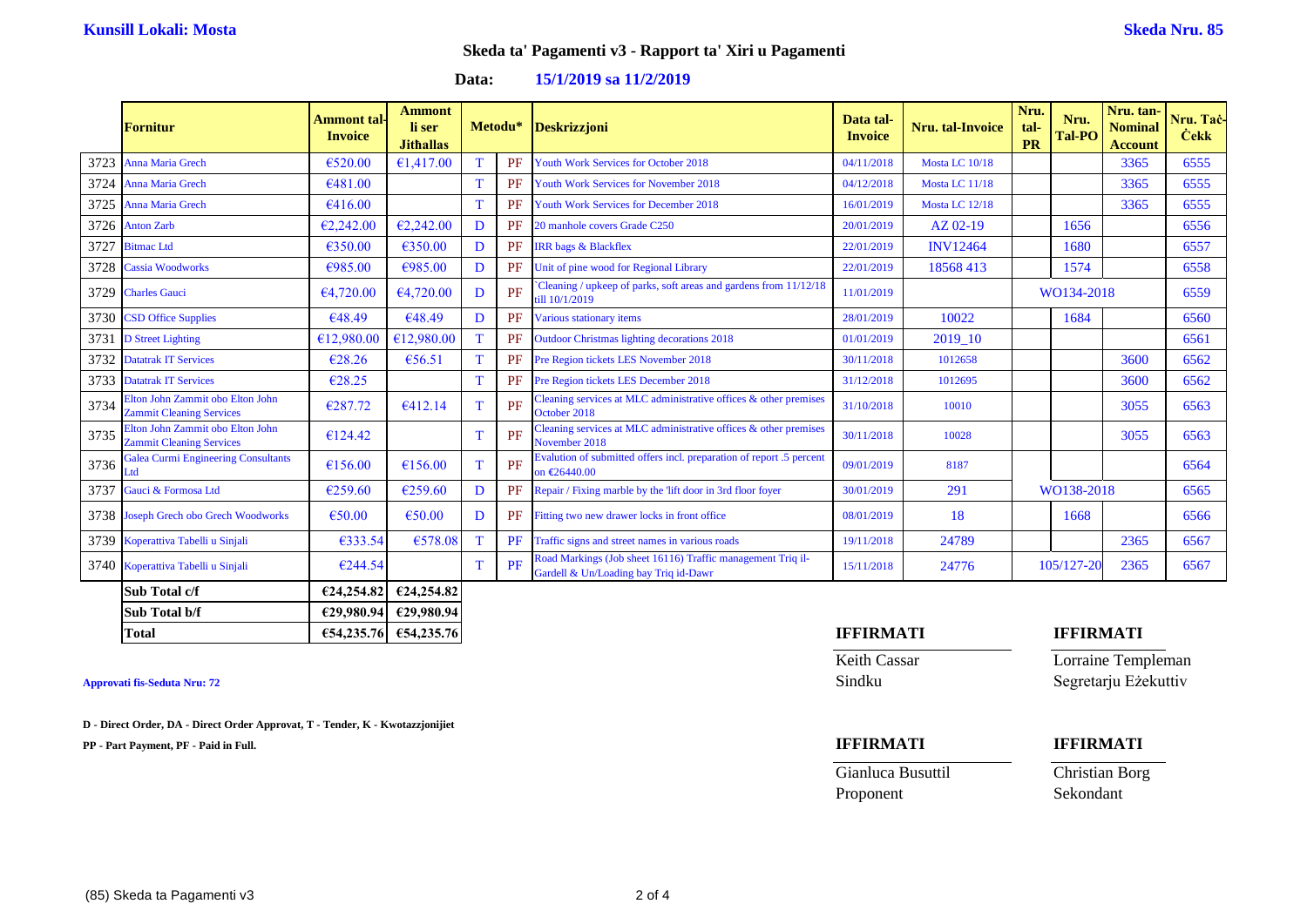**Kunsill Lokali: Mosta** **Skeda Nru. 85**

## Skeda ta' Pagamenti v3 - Rapport ta' Xiri u Pagamenti

**Data: 15/1/2019 sa 11/2/2019**

| | Fornitur | Ammont tal-Invoice | Ammont li ser Jitħallas | Metodu* | | Deskrizzjoni | Data tal-Invoice | Nru. tal-Invoice | Nru. tal-PR | Nru. Tal-PO | Nru. tan-Nominal Account | Nru. Taċ-Ċekk |
|---|---|---|---|---|---|---|---|---|---|---|---|---|
| 3723 | Anna Maria Grech | €520.00 | €1,417.00 | T | PF | Youth Work Services for October 2018 | 04/11/2018 | Mosta LC 10/18 | | | 3365 | 6555 |
| 3724 | Anna Maria Grech | €481.00 | | T | PF | Youth Work Services for November 2018 | 04/12/2018 | Mosta LC 11/18 | | | 3365 | 6555 |
| 3725 | Anna Maria Grech | €416.00 | | T | PF | Youth Work Services for December 2018 | 16/01/2019 | Mosta LC 12/18 | | | 3365 | 6555 |
| 3726 | Anton Zarb | €2,242.00 | €2,242.00 | D | PF | 20 manhole covers Grade C250 | 20/01/2019 | AZ 02-19 | | 1656 | | 6556 |
| 3727 | Bitmac Ltd | €350.00 | €350.00 | D | PF | IRR bags & Blackflex | 22/01/2019 | INV12464 | | 1680 | | 6557 |
| 3728 | Cassia Woodworks | €985.00 | €985.00 | D | PF | Unit of pine wood for Regional Library | 22/01/2019 | 18568 413 | | 1574 | | 6558 |
| 3729 | Charles Gauci | €4,720.00 | €4,720.00 | D | PF | `Cleaning / upkeep of parks, soft areas and gardens from 11/12/18 till 10/1/2019 | 11/01/2019 | | WO134-2018 | | | 6559 |
| 3730 | CSD Office Supplies | €48.49 | €48.49 | D | PF | Various stationary items | 28/01/2019 | 10022 | | 1684 | | 6560 |
| 3731 | D Street Lighting | €12,980.00 | €12,980.00 | T | PF | Outdoor Christmas lighting decorations 2018 | 01/01/2019 | 2019_10 | | | | 6561 |
| 3732 | Datatrak IT Services | €28.26 | €56.51 | T | PF | Pre Region tickets LES November 2018 | 30/11/2018 | 1012658 | | | 3600 | 6562 |
| 3733 | Datatrak IT Services | €28.25 | | T | PF | Pre Region tickets LES December 2018 | 31/12/2018 | 1012695 | | | 3600 | 6562 |
| 3734 | Elton John Zammit obo Elton John Zammit Cleaning Services | €287.72 | €412.14 | T | PF | Cleaning services at MLC administrative offices & other premises October 2018 | 31/10/2018 | 10010 | | | 3055 | 6563 |
| 3735 | Elton John Zammit obo Elton John Zammit Cleaning Services | €124.42 | | T | PF | Cleaning services at MLC administrative offices & other premises November 2018 | 30/11/2018 | 10028 | | | 3055 | 6563 |
| 3736 | Galea Curmi Engineering Consultants Ltd | €156.00 | €156.00 | T | PF | Evalution of submitted offers incl. preparation of report .5 percent on €26440.00 | 09/01/2019 | 8187 | | | | 6564 |
| 3737 | Gauci & Formosa Ltd | €259.60 | €259.60 | D | PF | Repair / Fixing marble by the 'lift door in 3rd floor foyer | 30/01/2019 | 291 | WO138-2018 | | | 6565 |
| 3738 | Joseph Grech obo Grech Woodworks | €50.00 | €50.00 | D | PF | Fitting two new drawer locks in front office | 08/01/2019 | 18 | | 1668 | | 6566 |
| 3739 | Koperattiva Tabelli u Sinjali | €333.54 | €578.08 | T | PF | Traffic signs and street names in various roads | 19/11/2018 | 24789 | | | 2365 | 6567 |
| 3740 | Koperattiva Tabelli u Sinjali | €244.54 | | T | PF | Road Markings (Job sheet 16116) Traffic management Triq il-Gardell & Un/Loading bay Triq id-Dawr | 15/11/2018 | 24776 | 105/127-20 | | 2365 | 6567 |
| | **Sub Total c/f** | **€24,254.82** | **€24,254.82** | | | | | | | | | |
| | **Sub Total b/f** | **€29,980.94** | **€29,980.94** | | | | | | | | | |
| | **Total** | **€54,235.76** | **€54,235.76** | | | | | | | | | |

**Approvati fis-Seduta Nru: 72**

**D - Direct Order, DA - Direct Order Approvat, T - Tender, K - Kwotazzjonijiet**

**PP - Part Payment, PF - Paid in Full.**

**IFFIRMATI**
Keith Cassar
Sindku

**IFFIRMATI**
Lorraine Templeman
Segretarju Eżekuttiv

**IFFIRMATI**
Gianluca Busuttil
Proponent

**IFFIRMATI**
Christian Borg
Sekondant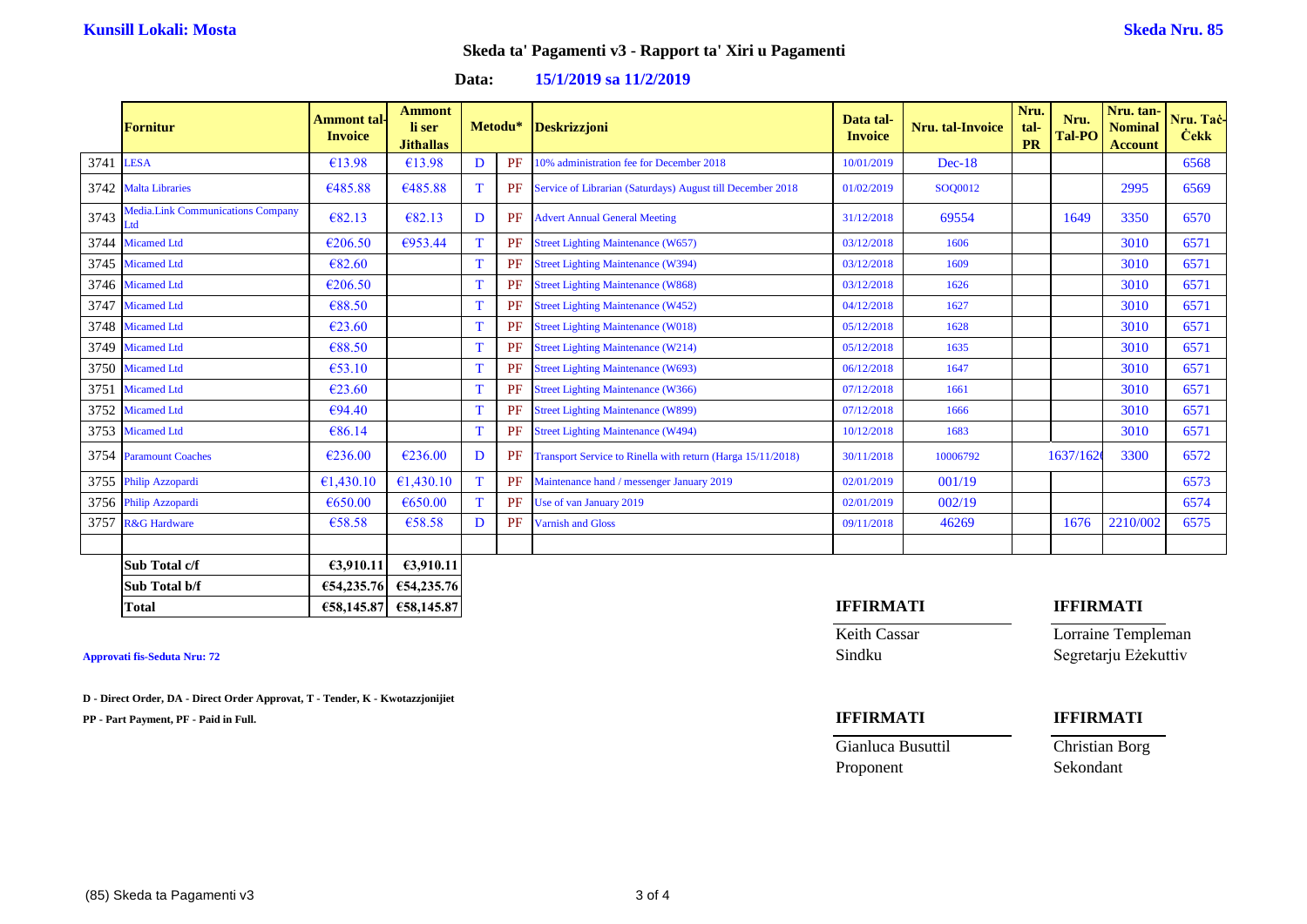**Kunsill Lokali: Mosta** **Skeda Nru. 85**

## Skeda ta' Pagamenti v3 - Rapport ta' Xiri u Pagamenti

**Data: 15/1/2019 sa 11/2/2019**

| | Fornitur | Ammont tal-Invoice | Ammont li ser Jitħallas | Metodu* | | Deskrizzjoni | Data tal-Invoice | Nru. tal-Invoice | Nru. tal-PR | Nru. Tal-PO | Nru. tan-Nominal Account | Nru. Taċ-Ċekk |
|---|---|---|---|---|---|---|---|---|---|---|---|---|
| 3741 | LESA | €13.98 | €13.98 | D | PF | 10% administration fee for December 2018 | 10/01/2019 | Dec-18 | | | | 6568 |
| 3742 | Malta Libraries | €485.88 | €485.88 | T | PF | Service of Librarian (Saturdays) August till December 2018 | 01/02/2019 | SOQ0012 | | | 2995 | 6569 |
| 3743 | Media.Link Communications Company Ltd | €82.13 | €82.13 | D | PF | Advert Annual General Meeting | 31/12/2018 | 69554 | | 1649 | 3350 | 6570 |
| 3744 | Micamed Ltd | €206.50 | €953.44 | T | PF | Street Lighting Maintenance (W657) | 03/12/2018 | 1606 | | | 3010 | 6571 |
| 3745 | Micamed Ltd | €82.60 | | T | PF | Street Lighting Maintenance (W394) | 03/12/2018 | 1609 | | | 3010 | 6571 |
| 3746 | Micamed Ltd | €206.50 | | T | PF | Street Lighting Maintenance (W868) | 03/12/2018 | 1626 | | | 3010 | 6571 |
| 3747 | Micamed Ltd | €88.50 | | T | PF | Street Lighting Maintenance (W452) | 04/12/2018 | 1627 | | | 3010 | 6571 |
| 3748 | Micamed Ltd | €23.60 | | T | PF | Street Lighting Maintenance (W018) | 05/12/2018 | 1628 | | | 3010 | 6571 |
| 3749 | Micamed Ltd | €88.50 | | T | PF | Street Lighting Maintenance (W214) | 05/12/2018 | 1635 | | | 3010 | 6571 |
| 3750 | Micamed Ltd | €53.10 | | T | PF | Street Lighting Maintenance (W693) | 06/12/2018 | 1647 | | | 3010 | 6571 |
| 3751 | Micamed Ltd | €23.60 | | T | PF | Street Lighting Maintenance (W366) | 07/12/2018 | 1661 | | | 3010 | 6571 |
| 3752 | Micamed Ltd | €94.40 | | T | PF | Street Lighting Maintenance (W899) | 07/12/2018 | 1666 | | | 3010 | 6571 |
| 3753 | Micamed Ltd | €86.14 | | T | PF | Street Lighting Maintenance (W494) | 10/12/2018 | 1683 | | | 3010 | 6571 |
| 3754 | Paramount Coaches | €236.00 | €236.00 | D | PF | Transport Service to Rinella with return (Harga 15/11/2018) | 30/11/2018 | 10006792 | | 1637/162 | 3300 | 6572 |
| 3755 | Philip Azzopardi | €1,430.10 | €1,430.10 | T | PF | Maintenance hand / messenger January 2019 | 02/01/2019 | 001/19 | | | | 6573 |
| 3756 | Philip Azzopardi | €650.00 | €650.00 | T | PF | Use of van January 2019 | 02/01/2019 | 002/19 | | | | 6574 |
| 3757 | R&G Hardware | €58.58 | €58.58 | D | PF | Varnish and Gloss | 09/11/2018 | 46269 | | 1676 | 2210/002 | 6575 |
| | | | | | | | | | | | | |
| | **Sub Total c/f** | **€3,910.11** | **€3,910.11** | | | | | | | | | |
| | **Sub Total b/f** | **€54,235.76** | **€54,235.76** | | | | | | | | | |
| | **Total** | **€58,145.87** | **€58,145.87** | | | | | | | | | |

**Approvati fis-Seduta Nru: 72**

**D - Direct Order, DA - Direct Order Approvat, T - Tender, K - Kwotazzjonijiet**

**PP - Part Payment, PF - Paid in Full.**

**IFFIRMATI**

Keith Cassar
Sindku

**IFFIRMATI**

Lorraine Templeman
Segretarju Eżekuttiv

**IFFIRMATI**

Gianluca Busuttil
Proponent

**IFFIRMATI**

Christian Borg
Sekondant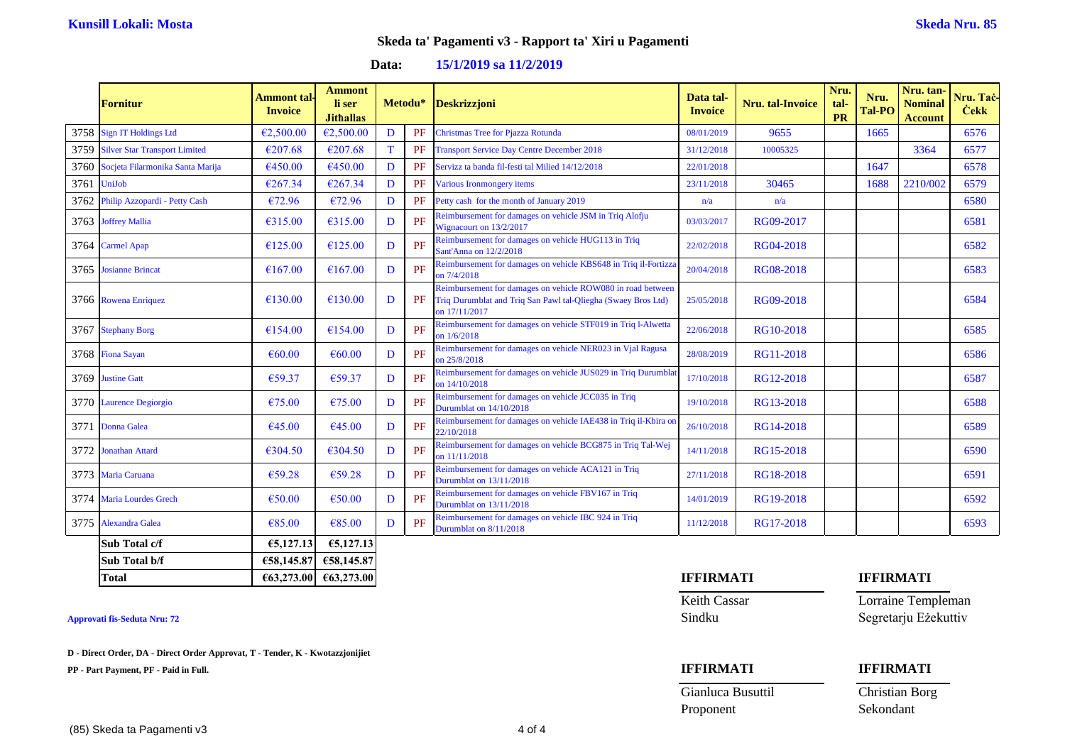**Kunsill Lokali: Mosta** | **Skeda Nru. 85**

## Skeda ta' Pagamenti v3 - Rapport ta' Xiri u Pagamenti

**Data: 15/1/2019 sa 11/2/2019**

| | Fornitur | Ammont tal-Invoice | Ammont li ser Jitħallas | Metodu* | | Deskrizzjoni | Data tal-Invoice | Nru. tal-Invoice | Nru. tal-PR | Nru. Tal-PO | Nru. tan-Nominal Account | Nru. Taċ-Ċekk |
|---|---|---|---|---|---|---|---|---|---|---|---|---|
| 3758 | Sign IT Holdings Ltd | €2,500.00 | €2,500.00 | D | PF | Christmas Tree for Pjazza Rotunda | 08/01/2019 | 9655 | | 1665 | | 6576 |
| 3759 | Silver Star Transport Limited | €207.68 | €207.68 | T | PF | Transport Service Day Centre December 2018 | 31/12/2018 | 10005325 | | | 3364 | 6577 |
| 3760 | Socjeta Filarmonika Santa Marija | €450.00 | €450.00 | D | PF | Servizz ta banda fil-festi tal Milied 14/12/2018 | 22/01/2018 | | | 1647 | | 6578 |
| 3761 | UniJob | €267.34 | €267.34 | D | PF | Various Ironmongery items | 23/11/2018 | 30465 | | 1688 | 2210/002 | 6579 |
| 3762 | Philip Azzopardi - Petty Cash | €72.96 | €72.96 | D | PF | Petty cash for the month of January 2019 | n/a | n/a | | | | 6580 |
| 3763 | Joffrey Mallia | €315.00 | €315.00 | D | PF | Reimbursement for damages on vehicle JSM in Triq Alofju Wignacourt on 13/2/2017 | 03/03/2017 | RG09-2017 | | | | 6581 |
| 3764 | Carmel Apap | €125.00 | €125.00 | D | PF | Reimbursement for damages on vehicle HUG113 in Triq Sant'Anna on 12/2/2018 | 22/02/2018 | RG04-2018 | | | | 6582 |
| 3765 | Josianne Brincat | €167.00 | €167.00 | D | PF | Reimbursement for damages on vehicle KBS648 in Triq il-Fortizza on 7/4/2018 | 20/04/2018 | RG08-2018 | | | | 6583 |
| 3766 | Rowena Enriquez | €130.00 | €130.00 | D | PF | Reimbursement for damages on vehicle ROW080 in road between Triq Durumblat and Triq San Pawl tal-Qliegha (Swaey Bros Ltd) on 17/11/2017 | 25/05/2018 | RG09-2018 | | | | 6584 |
| 3767 | Stephany Borg | €154.00 | €154.00 | D | PF | Reimbursement for damages on vehicle STF019 in Triq l-Alwetta on 1/6/2018 | 22/06/2018 | RG10-2018 | | | | 6585 |
| 3768 | Fiona Sayan | €60.00 | €60.00 | D | PF | Reimbursement for damages on vehicle NER023 in Vjal Ragusa on 25/8/2018 | 28/08/2019 | RG11-2018 | | | | 6586 |
| 3769 | Justine Gatt | €59.37 | €59.37 | D | PF | Reimbursement for damages on vehicle JUS029 in Triq Durumblat on 14/10/2018 | 17/10/2018 | RG12-2018 | | | | 6587 |
| 3770 | Laurence Degiorgio | €75.00 | €75.00 | D | PF | Reimbursement for damages on vehicle JCC035 in Triq Durumblat on 14/10/2018 | 19/10/2018 | RG13-2018 | | | | 6588 |
| 3771 | Donna Galea | €45.00 | €45.00 | D | PF | Reimbursement for damages on vehicle IAE438 in Triq il-Kbira on 22/10/2018 | 26/10/2018 | RG14-2018 | | | | 6589 |
| 3772 | Jonathan Attard | €304.50 | €304.50 | D | PF | Reimbursement for damages on vehicle BCG875 in Triq Tal-Wej on 11/11/2018 | 14/11/2018 | RG15-2018 | | | | 6590 |
| 3773 | Maria Caruana | €59.28 | €59.28 | D | PF | Reimbursement for damages on vehicle ACA121 in Triq Durumblat on 13/11/2018 | 27/11/2018 | RG18-2018 | | | | 6591 |
| 3774 | Maria Lourdes Grech | €50.00 | €50.00 | D | PF | Reimbursement for damages on vehicle FBV167 in Triq Durumblat on 13/11/2018 | 14/01/2019 | RG19-2018 | | | | 6592 |
| 3775 | Alexandra Galea | €85.00 | €85.00 | D | PF | Reimbursement for damages on vehicle IBC 924 in Triq Durumblat on 8/11/2018 | 11/12/2018 | RG17-2018 | | | | 6593 |
| | **Sub Total c/f** | **€5,127.13** | **€5,127.13** | | | | | | | | | |
| | **Sub Total b/f** | **€58,145.87** | **€58,145.87** | | | | | | | | | |
| | **Total** | **€63,273.00** | **€63,273.00** | | | | | | | | | |

**Approvati fis-Seduta Nru: 72**

**D - Direct Order, DA - Direct Order Approvat, T - Tender, K - Kwotazzjonijiet**

**PP - Part Payment, PF - Paid in Full.**

**IFFIRMATI**
Keith Cassar
Sindku

**IFFIRMATI**
Lorraine Templeman
Segretarju Eżekuttiv

**IFFIRMATI**
Gianluca Busuttil
Proponent

**IFFIRMATI**
Christian Borg
Sekondant

(85) Skeda ta Pagamenti v3